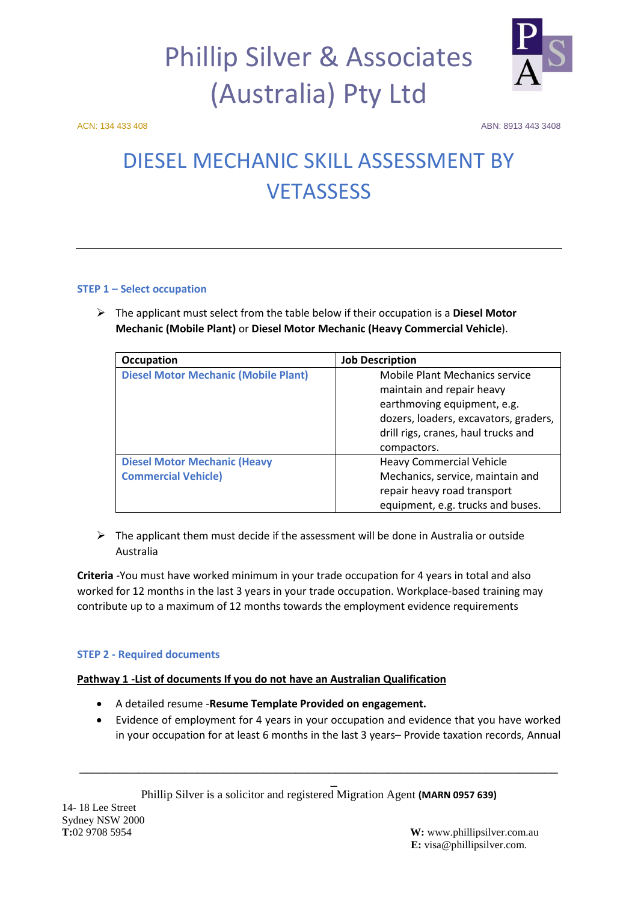# Phillip Silver & Associates (Australia) Pty Ltd

ACN: 134 433 408 ABN: 8913 443 3408

# DIESEL MECHANIC SKILL ASSESSMENT BY VETASSESS

---

### STEP 1 – Select occupation

- The applicant must select from the table below if their occupation is a **Diesel Motor Mechanic (Mobile Plant)** or **Diesel Motor Mechanic (Heavy Commercial Vehicle**).

| Occupation | Job Description |
|---|---|
| **Diesel Motor Mechanic (Mobile Plant)** | Mobile Plant Mechanics service maintain and repair heavy earthmoving equipment, e.g. dozers, loaders, excavators, graders, drill rigs, cranes, haul trucks and compactors. |
| **Diesel Motor Mechanic (Heavy Commercial Vehicle)** | Heavy Commercial Vehicle Mechanics, service, maintain and repair heavy road transport equipment, e.g. trucks and buses. |

- The applicant them must decide if the assessment will be done in Australia or outside Australia

**Criteria** -You must have worked minimum in your trade occupation for 4 years in total and also worked for 12 months in the last 3 years in your trade occupation. Workplace-based training may contribute up to a maximum of 12 months towards the employment evidence requirements

### STEP 2 - Required documents

**Pathway 1 -List of documents If you do not have an Australian Qualification**

- A detailed resume -**Resume Template Provided on engagement.**
- Evidence of employment for 4 years in your occupation and evidence that you have worked in your occupation for at least 6 months in the last 3 years– Provide taxation records, Annual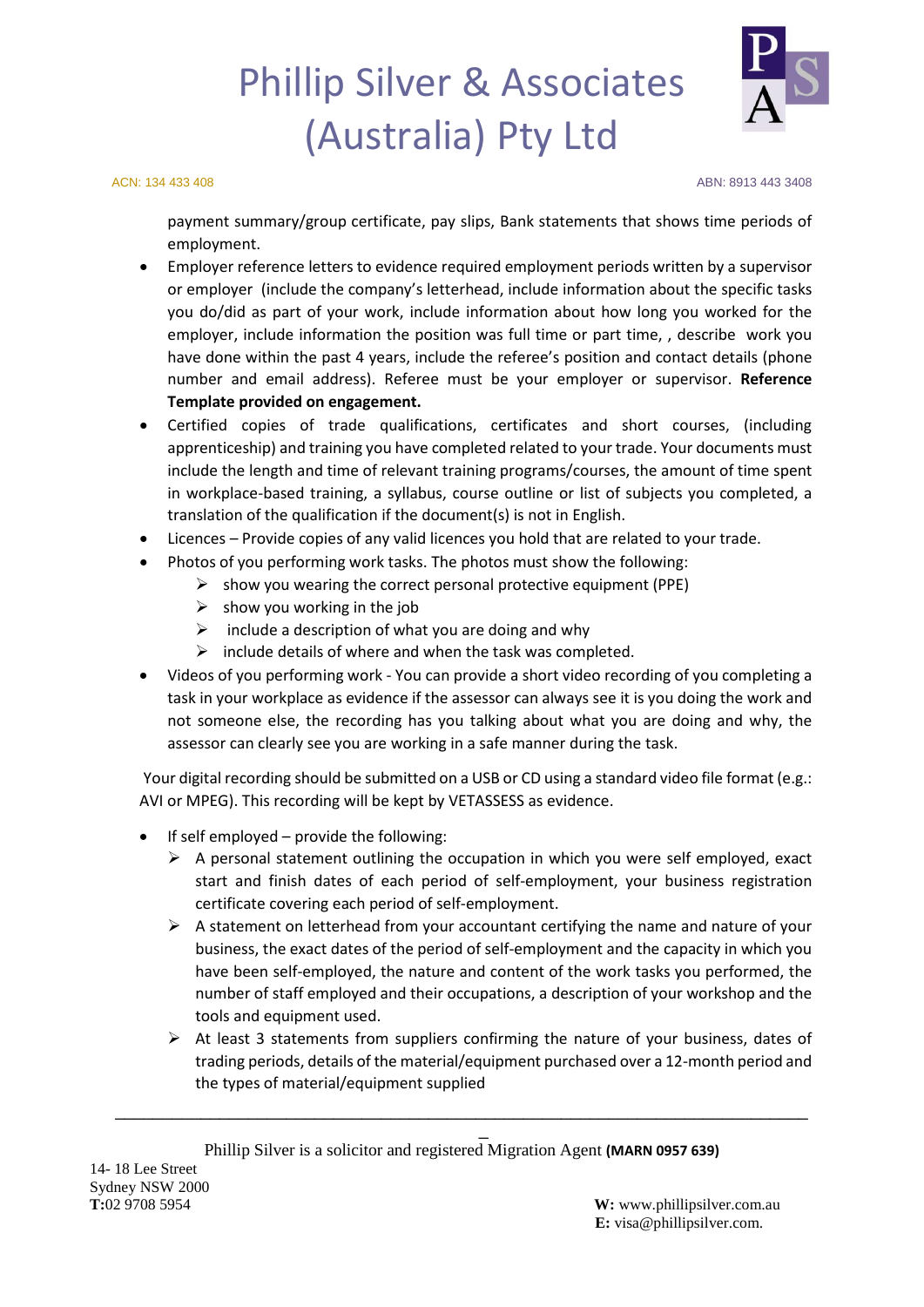payment summary/group certificate, pay slips, Bank statements that shows time periods of employment.

- Employer reference letters to evidence required employment periods written by a supervisor or employer (include the company's letterhead, include information about the specific tasks you do/did as part of your work, include information about how long you worked for the employer, include information the position was full time or part time, , describe work you have done within the past 4 years, include the referee's position and contact details (phone number and email address). Referee must be your employer or supervisor. **Reference Template provided on engagement.**
- Certified copies of trade qualifications, certificates and short courses, (including apprenticeship) and training you have completed related to your trade. Your documents must include the length and time of relevant training programs/courses, the amount of time spent in workplace-based training, a syllabus, course outline or list of subjects you completed, a translation of the qualification if the document(s) is not in English.
- Licences – Provide copies of any valid licences you hold that are related to your trade.
- Photos of you performing work tasks. The photos must show the following:
  - show you wearing the correct personal protective equipment (PPE)
  - show you working in the job
  - include a description of what you are doing and why
  - include details of where and when the task was completed.
- Videos of you performing work - You can provide a short video recording of you completing a task in your workplace as evidence if the assessor can always see it is you doing the work and not someone else, the recording has you talking about what you are doing and why, the assessor can clearly see you are working in a safe manner during the task.

Your digital recording should be submitted on a USB or CD using a standard video file format (e.g.: AVI or MPEG). This recording will be kept by VETASSESS as evidence.

- If self employed – provide the following:
  - A personal statement outlining the occupation in which you were self employed, exact start and finish dates of each period of self-employment, your business registration certificate covering each period of self-employment.
  - A statement on letterhead from your accountant certifying the name and nature of your business, the exact dates of the period of self-employment and the capacity in which you have been self-employed, the nature and content of the work tasks you performed, the number of staff employed and their occupations, a description of your workshop and the tools and equipment used.
  - At least 3 statements from suppliers confirming the nature of your business, dates of trading periods, details of the material/equipment purchased over a 12-month period and the types of material/equipment supplied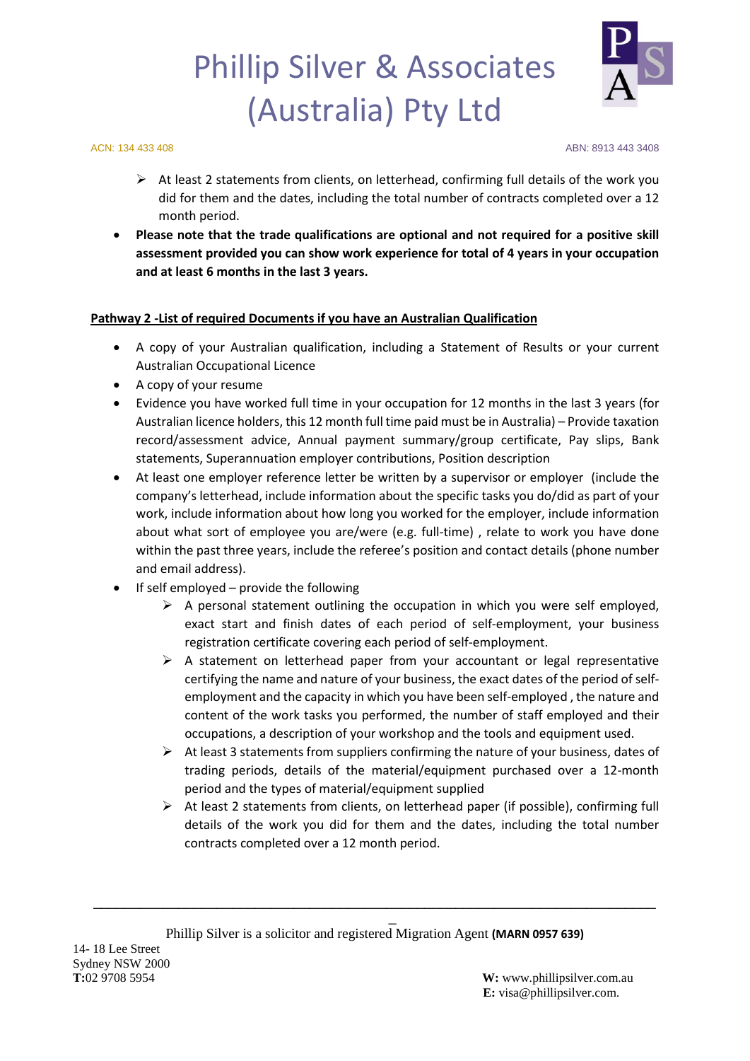- At least 2 statements from clients, on letterhead, confirming full details of the work you did for them and the dates, including the total number of contracts completed over a 12 month period.

- **Please note that the trade qualifications are optional and not required for a positive skill assessment provided you can show work experience for total of 4 years in your occupation and at least 6 months in the last 3 years.**

**Pathway 2 -List of required Documents if you have an Australian Qualification**

- A copy of your Australian qualification, including a Statement of Results or your current Australian Occupational Licence
- A copy of your resume
- Evidence you have worked full time in your occupation for 12 months in the last 3 years (for Australian licence holders, this 12 month full time paid must be in Australia) – Provide taxation record/assessment advice, Annual payment summary/group certificate, Pay slips, Bank statements, Superannuation employer contributions, Position description
- At least one employer reference letter be written by a supervisor or employer (include the company's letterhead, include information about the specific tasks you do/did as part of your work, include information about how long you worked for the employer, include information about what sort of employee you are/were (e.g. full-time) , relate to work you have done within the past three years, include the referee's position and contact details (phone number and email address).
- If self employed – provide the following
  - A personal statement outlining the occupation in which you were self employed, exact start and finish dates of each period of self-employment, your business registration certificate covering each period of self-employment.
  - A statement on letterhead paper from your accountant or legal representative certifying the name and nature of your business, the exact dates of the period of self-employment and the capacity in which you have been self-employed , the nature and content of the work tasks you performed, the number of staff employed and their occupations, a description of your workshop and the tools and equipment used.
  - At least 3 statements from suppliers confirming the nature of your business, dates of trading periods, details of the material/equipment purchased over a 12-month period and the types of material/equipment supplied
  - At least 2 statements from clients, on letterhead paper (if possible), confirming full details of the work you did for them and the dates, including the total number contracts completed over a 12 month period.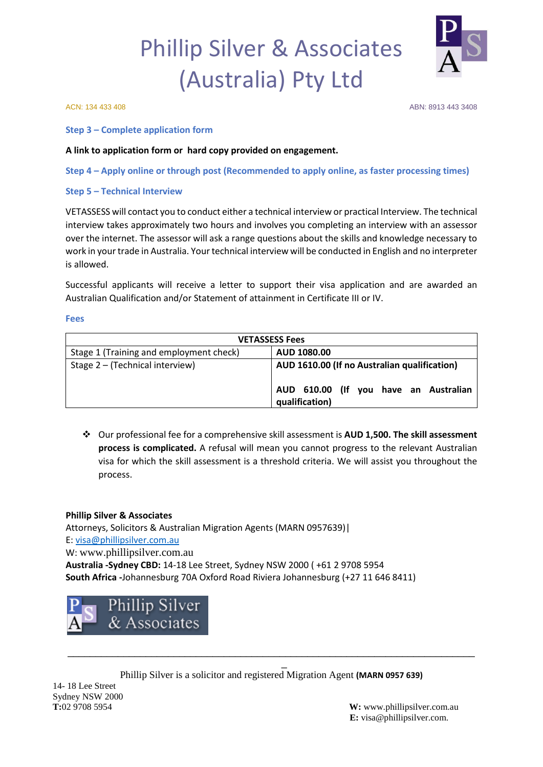**Step 3 – Complete application form**

**A link to application form or hard copy provided on engagement.**

**Step 4 – Apply online or through post (Recommended to apply online, as faster processing times)**

**Step 5 – Technical Interview**

VETASSESS will contact you to conduct either a technical interview or practical Interview. The technical interview takes approximately two hours and involves you completing an interview with an assessor over the internet. The assessor will ask a range questions about the skills and knowledge necessary to work in your trade in Australia. Your technical interview will be conducted in English and no interpreter is allowed.

Successful applicants will receive a letter to support their visa application and are awarded an Australian Qualification and/or Statement of attainment in Certificate III or IV.

**Fees**

| **VETASSESS Fees** | |
|---|---|
| Stage 1 (Training and employment check) | **AUD 1080.00** |
| Stage 2 – (Technical interview) | **AUD 1610.00 (If no Australian qualification)**<br><br>**AUD 610.00 (If you have an Australian qualification)** |

- Our professional fee for a comprehensive skill assessment is **AUD 1,500. The skill assessment process is complicated.** A refusal will mean you cannot progress to the relevant Australian visa for which the skill assessment is a threshold criteria. We will assist you throughout the process.

**Phillip Silver & Associates**
Attorneys, Solicitors & Australian Migration Agents (MARN 0957639)|
E: visa@phillipsilver.com.au
W: www.phillipsilver.com.au
**Australia -Sydney CBD:** 14-18 Lee Street, Sydney NSW 2000 ( +61 2 9708 5954
**South Africa -**Johannesburg 70A Oxford Road Riviera Johannesburg (+27 11 646 8411)